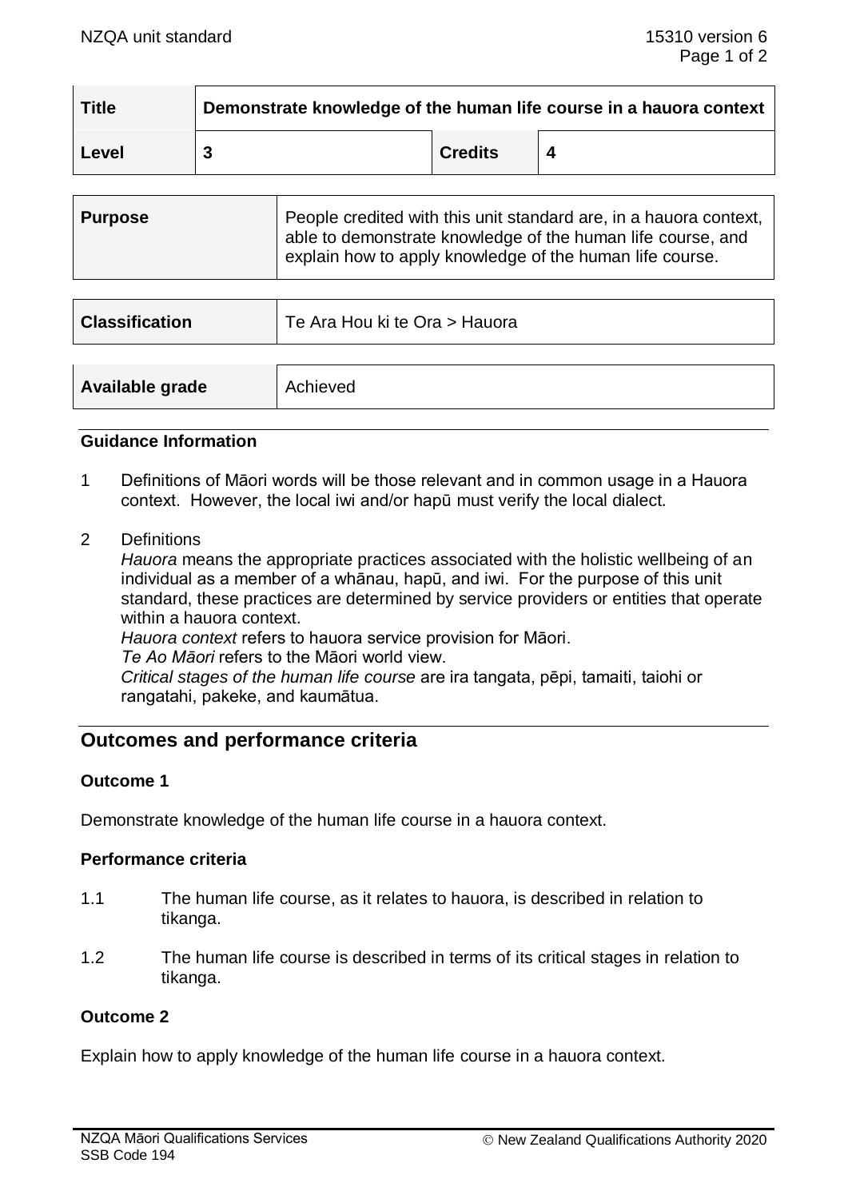| Title | Demonstrate knowledge of the human life course in a hauora context | | |
|---|---|---|---|
| Level | 3 | Credits | 4 |

| Purpose | People credited with this unit standard are, in a hauora context, able to demonstrate knowledge of the human life course, and explain how to apply knowledge of the human life course. |
|---|---|

| Classification | Te Ara Hou ki te Ora > Hauora |
|---|---|

| Available grade | Achieved |
|---|---|

### Guidance Information

1 Definitions of Māori words will be those relevant and in common usage in a Hauora context. However, the local iwi and/or hapū must verify the local dialect.

2 Definitions

*Hauora* means the appropriate practices associated with the holistic wellbeing of an individual as a member of a whānau, hapū, and iwi. For the purpose of this unit standard, these practices are determined by service providers or entities that operate within a hauora context.

*Hauora context* refers to hauora service provision for Māori.

*Te Ao Māori* refers to the Māori world view.

*Critical stages of the human life course* are ira tangata, pēpi, tamaiti, taiohi or rangatahi, pakeke, and kaumātua.

## Outcomes and performance criteria

### Outcome 1

Demonstrate knowledge of the human life course in a hauora context.

#### Performance criteria

1.1 The human life course, as it relates to hauora, is described in relation to tikanga.

1.2 The human life course is described in terms of its critical stages in relation to tikanga.

### Outcome 2

Explain how to apply knowledge of the human life course in a hauora context.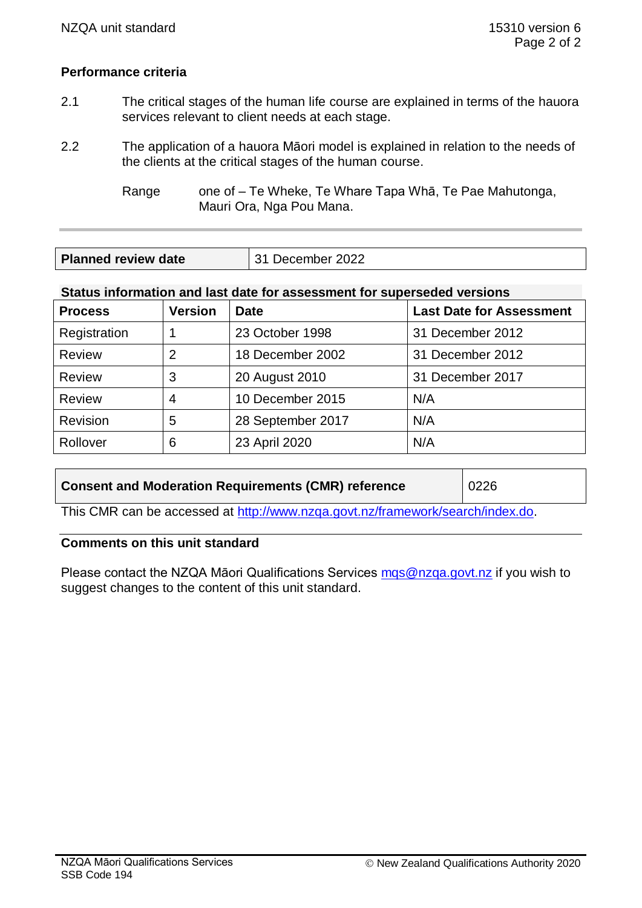**Performance criteria**

2.1 The critical stages of the human life course are explained in terms of the hauora services relevant to client needs at each stage.

2.2 The application of a hauora Māori model is explained in relation to the needs of the clients at the critical stages of the human course.

Range one of – Te Wheke, Te Whare Tapa Whā, Te Pae Mahutonga, Mauri Ora, Nga Pou Mana.

| | |
|---|---|
| **Planned review date** | 31 December 2022 |

**Status information and last date for assessment for superseded versions**

| Process | Version | Date | Last Date for Assessment |
|---|---|---|---|
| Registration | 1 | 23 October 1998 | 31 December 2012 |
| Review | 2 | 18 December 2002 | 31 December 2012 |
| Review | 3 | 20 August 2010 | 31 December 2017 |
| Review | 4 | 10 December 2015 | N/A |
| Revision | 5 | 28 September 2017 | N/A |
| Rollover | 6 | 23 April 2020 | N/A |

| | |
|---|---|
| **Consent and Moderation Requirements (CMR) reference** | 0226 |

This CMR can be accessed at http://www.nzqa.govt.nz/framework/search/index.do.

**Comments on this unit standard**

Please contact the NZQA Māori Qualifications Services mqs@nzqa.govt.nz if you wish to suggest changes to the content of this unit standard.